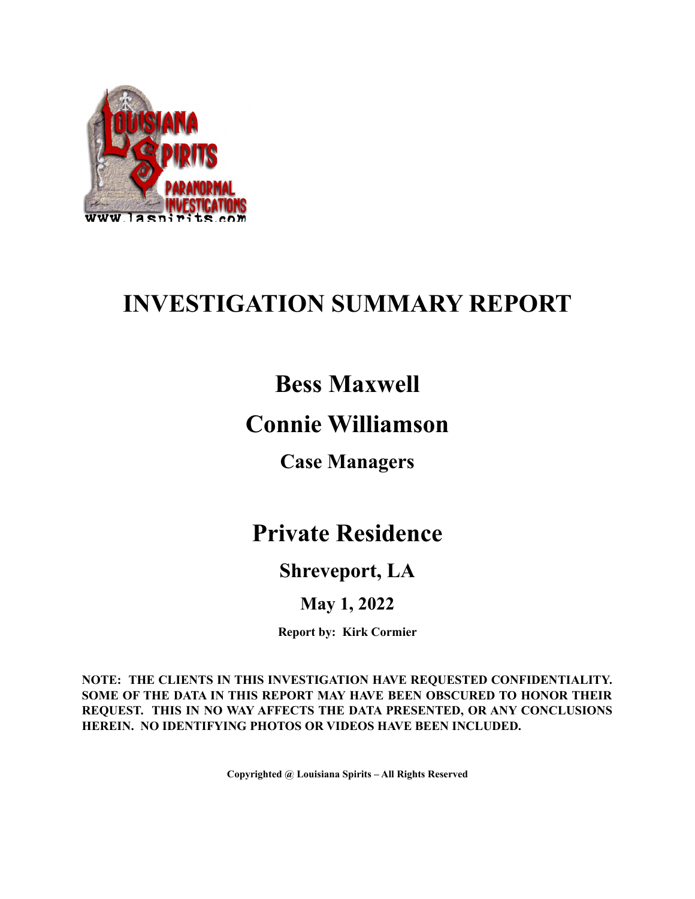# INVESTIGATION SUMMARY REPORT

## Bess Maxwell

## Connie Williamson

### Case Managers

## Private Residence

### Shreveport, LA

### May 1, 2022

**Report by: Kirk Cormier**

**NOTE: THE CLIENTS IN THIS INVESTIGATION HAVE REQUESTED CONFIDENTIALITY. SOME OF THE DATA IN THIS REPORT MAY HAVE BEEN OBSCURED TO HONOR THEIR REQUEST. THIS IN NO WAY AFFECTS THE DATA PRESENTED, OR ANY CONCLUSIONS HEREIN. NO IDENTIFYING PHOTOS OR VIDEOS HAVE BEEN INCLUDED.**

**Copyrighted @ Louisiana Spirits – All Rights Reserved**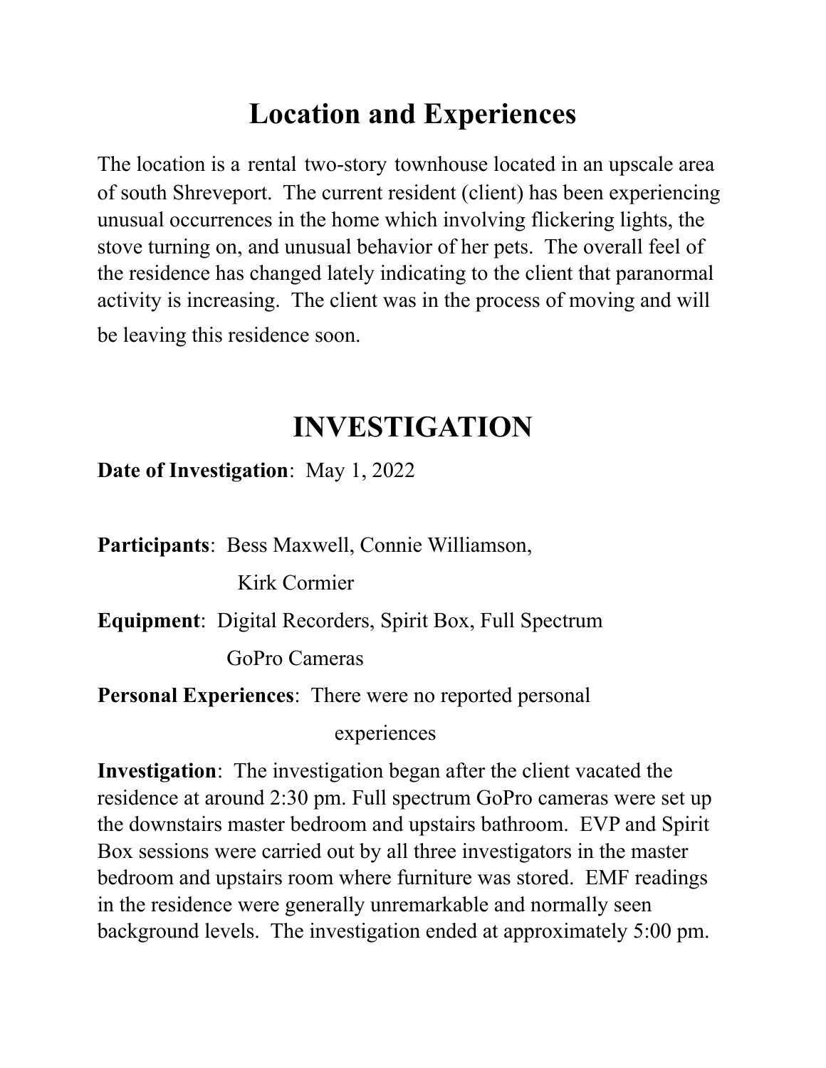# Location and Experiences

The location is a rental two-story townhouse located in an upscale area of south Shreveport. The current resident (client) has been experiencing unusual occurrences in the home which involving flickering lights, the stove turning on, and unusual behavior of her pets. The overall feel of the residence has changed lately indicating to the client that paranormal activity is increasing. The client was in the process of moving and will be leaving this residence soon.

# INVESTIGATION

**Date of Investigation**: May 1, 2022

**Participants**: Bess Maxwell, Connie Williamson, Kirk Cormier

**Equipment**: Digital Recorders, Spirit Box, Full Spectrum GoPro Cameras

**Personal Experiences**: There were no reported personal experiences

**Investigation**: The investigation began after the client vacated the residence at around 2:30 pm. Full spectrum GoPro cameras were set up the downstairs master bedroom and upstairs bathroom. EVP and Spirit Box sessions were carried out by all three investigators in the master bedroom and upstairs room where furniture was stored. EMF readings in the residence were generally unremarkable and normally seen background levels. The investigation ended at approximately 5:00 pm.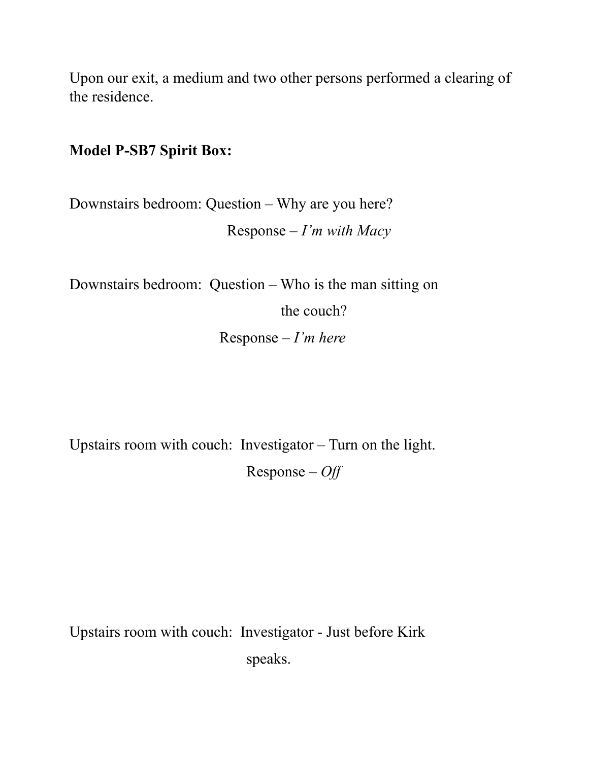Upon our exit, a medium and two other persons performed a clearing of the residence.

**Model P-SB7 Spirit Box:**

Downstairs bedroom: Question – Why are you here?

Response – *I'm with Macy*

Downstairs bedroom: Question – Who is the man sitting on the couch?

Response – *I'm here*

Upstairs room with couch: Investigator – Turn on the light.

Response – *Off*

Upstairs room with couch: Investigator - Just before Kirk speaks.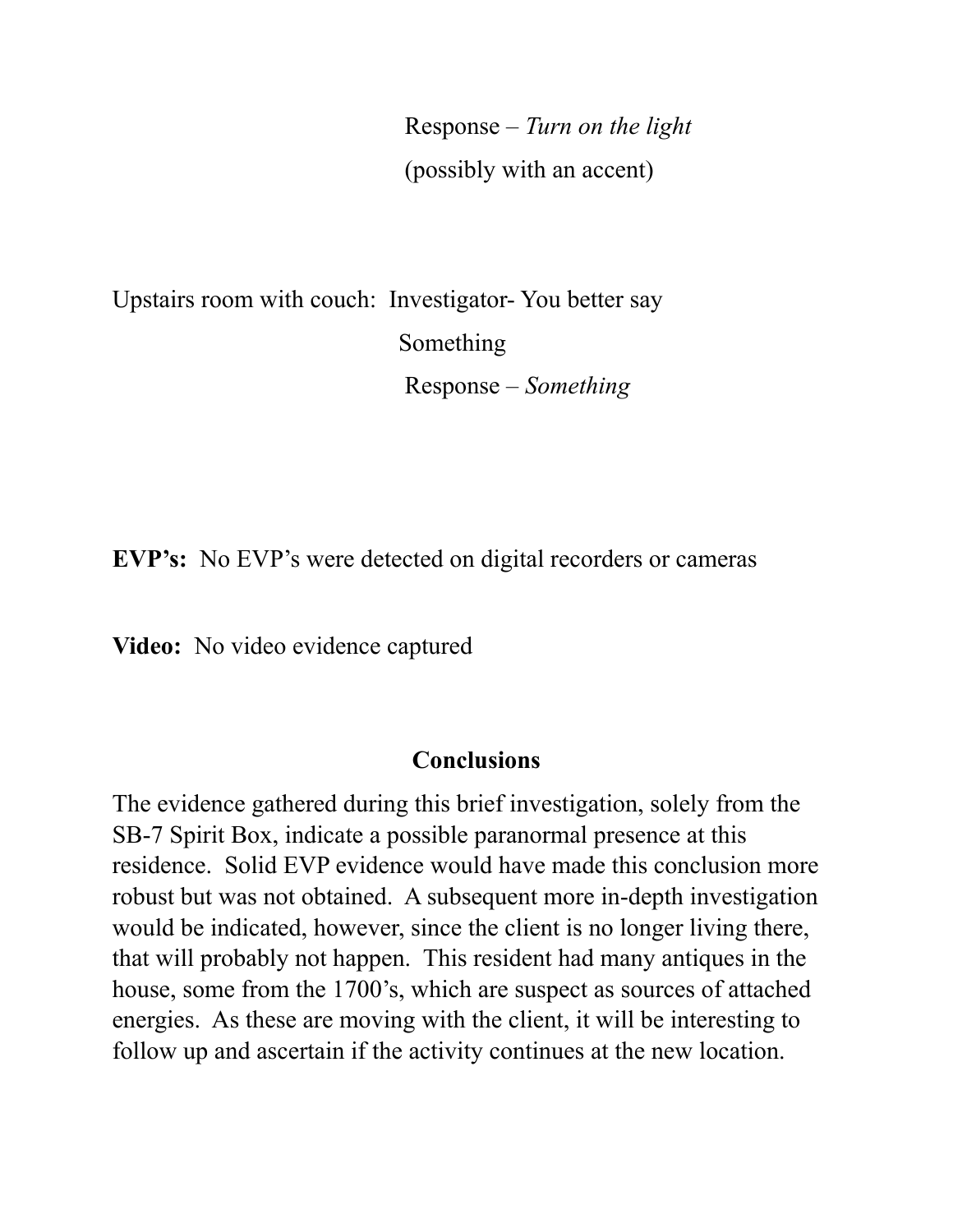Response – *Turn on the light*
(possibly with an accent)

Upstairs room with couch: Investigator- You better say Something
Response – *Something*

**EVP's:** No EVP's were detected on digital recorders or cameras

**Video:** No video evidence captured

## Conclusions

The evidence gathered during this brief investigation, solely from the SB-7 Spirit Box, indicate a possible paranormal presence at this residence. Solid EVP evidence would have made this conclusion more robust but was not obtained. A subsequent more in-depth investigation would be indicated, however, since the client is no longer living there, that will probably not happen. This resident had many antiques in the house, some from the 1700's, which are suspect as sources of attached energies. As these are moving with the client, it will be interesting to follow up and ascertain if the activity continues at the new location.